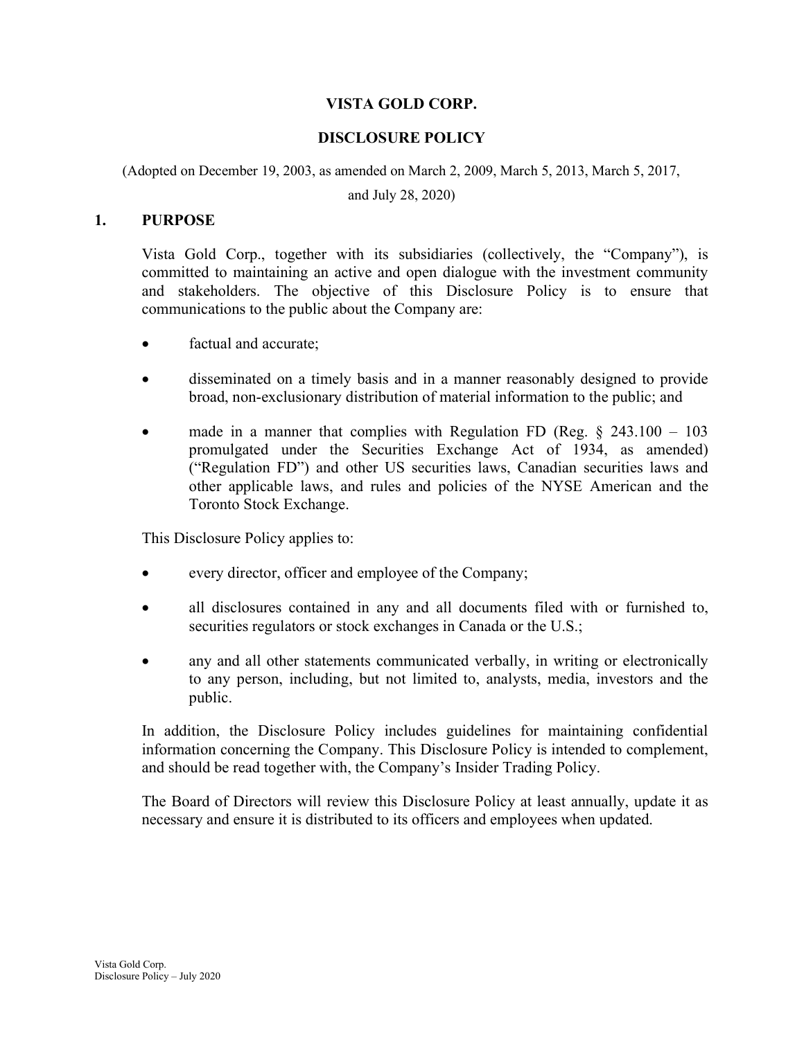# VISTA GOLD CORP.

# DISCLOSURE POLICY

(Adopted on December 19, 2003, as amended on March 2, 2009, March 5, 2013, March 5, 2017, and July 28, 2020)

## 1. PURPOSE

Vista Gold Corp., together with its subsidiaries (collectively, the "Company"), is committed to maintaining an active and open dialogue with the investment community and stakeholders. The objective of this Disclosure Policy is to ensure that communications to the public about the Company are:

- factual and accurate;
- disseminated on a timely basis and in a manner reasonably designed to provide broad, non-exclusionary distribution of material information to the public; and
- made in a manner that complies with Regulation FD (Reg. § 243.100 – 103 promulgated under the Securities Exchange Act of 1934, as amended) ("Regulation FD") and other US securities laws, Canadian securities laws and other applicable laws, and rules and policies of the NYSE American and the Toronto Stock Exchange.

This Disclosure Policy applies to:

- every director, officer and employee of the Company;
- all disclosures contained in any and all documents filed with or furnished to, securities regulators or stock exchanges in Canada or the U.S.;
- any and all other statements communicated verbally, in writing or electronically to any person, including, but not limited to, analysts, media, investors and the public.

In addition, the Disclosure Policy includes guidelines for maintaining confidential information concerning the Company. This Disclosure Policy is intended to complement, and should be read together with, the Company's Insider Trading Policy.

The Board of Directors will review this Disclosure Policy at least annually, update it as necessary and ensure it is distributed to its officers and employees when updated.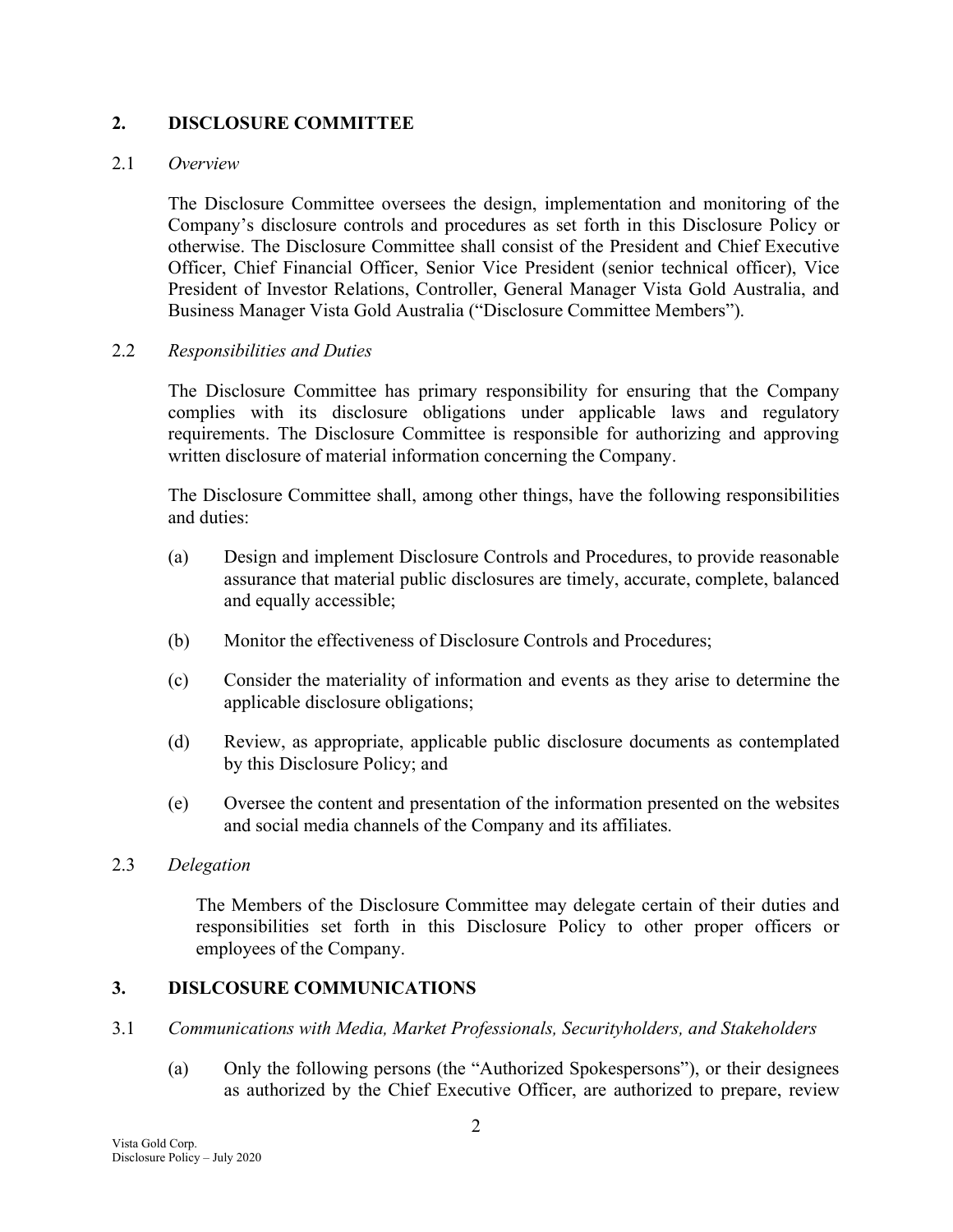## 2. DISCLOSURE COMMITTEE

2.1 *Overview*

The Disclosure Committee oversees the design, implementation and monitoring of the Company's disclosure controls and procedures as set forth in this Disclosure Policy or otherwise. The Disclosure Committee shall consist of the President and Chief Executive Officer, Chief Financial Officer, Senior Vice President (senior technical officer), Vice President of Investor Relations, Controller, General Manager Vista Gold Australia, and Business Manager Vista Gold Australia ("Disclosure Committee Members").

2.2 *Responsibilities and Duties*

The Disclosure Committee has primary responsibility for ensuring that the Company complies with its disclosure obligations under applicable laws and regulatory requirements. The Disclosure Committee is responsible for authorizing and approving written disclosure of material information concerning the Company.

The Disclosure Committee shall, among other things, have the following responsibilities and duties:

(a) Design and implement Disclosure Controls and Procedures, to provide reasonable assurance that material public disclosures are timely, accurate, complete, balanced and equally accessible;

(b) Monitor the effectiveness of Disclosure Controls and Procedures;

(c) Consider the materiality of information and events as they arise to determine the applicable disclosure obligations;

(d) Review, as appropriate, applicable public disclosure documents as contemplated by this Disclosure Policy; and

(e) Oversee the content and presentation of the information presented on the websites and social media channels of the Company and its affiliates.

2.3 *Delegation*

The Members of the Disclosure Committee may delegate certain of their duties and responsibilities set forth in this Disclosure Policy to other proper officers or employees of the Company.

## 3. DISLCOSURE COMMUNICATIONS

3.1 *Communications with Media, Market Professionals, Securityholders, and Stakeholders*

(a) Only the following persons (the "Authorized Spokespersons"), or their designees as authorized by the Chief Executive Officer, are authorized to prepare, review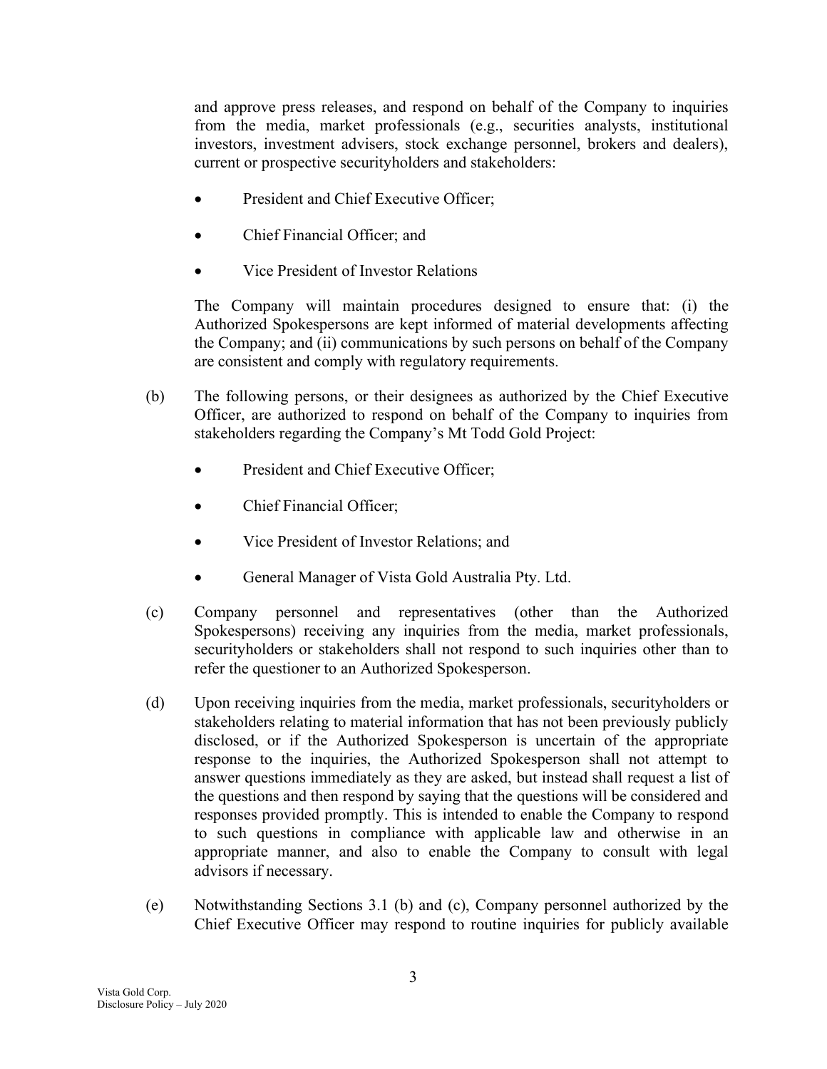and approve press releases, and respond on behalf of the Company to inquiries from the media, market professionals (e.g., securities analysts, institutional investors, investment advisers, stock exchange personnel, brokers and dealers), current or prospective securityholders and stakeholders:

- President and Chief Executive Officer;
- Chief Financial Officer; and
- Vice President of Investor Relations

The Company will maintain procedures designed to ensure that: (i) the Authorized Spokespersons are kept informed of material developments affecting the Company; and (ii) communications by such persons on behalf of the Company are consistent and comply with regulatory requirements.

(b) The following persons, or their designees as authorized by the Chief Executive Officer, are authorized to respond on behalf of the Company to inquiries from stakeholders regarding the Company's Mt Todd Gold Project:

- President and Chief Executive Officer;
- Chief Financial Officer;
- Vice President of Investor Relations; and
- General Manager of Vista Gold Australia Pty. Ltd.

(c) Company personnel and representatives (other than the Authorized Spokespersons) receiving any inquiries from the media, market professionals, securityholders or stakeholders shall not respond to such inquiries other than to refer the questioner to an Authorized Spokesperson.

(d) Upon receiving inquiries from the media, market professionals, securityholders or stakeholders relating to material information that has not been previously publicly disclosed, or if the Authorized Spokesperson is uncertain of the appropriate response to the inquiries, the Authorized Spokesperson shall not attempt to answer questions immediately as they are asked, but instead shall request a list of the questions and then respond by saying that the questions will be considered and responses provided promptly. This is intended to enable the Company to respond to such questions in compliance with applicable law and otherwise in an appropriate manner, and also to enable the Company to consult with legal advisors if necessary.

(e) Notwithstanding Sections 3.1 (b) and (c), Company personnel authorized by the Chief Executive Officer may respond to routine inquiries for publicly available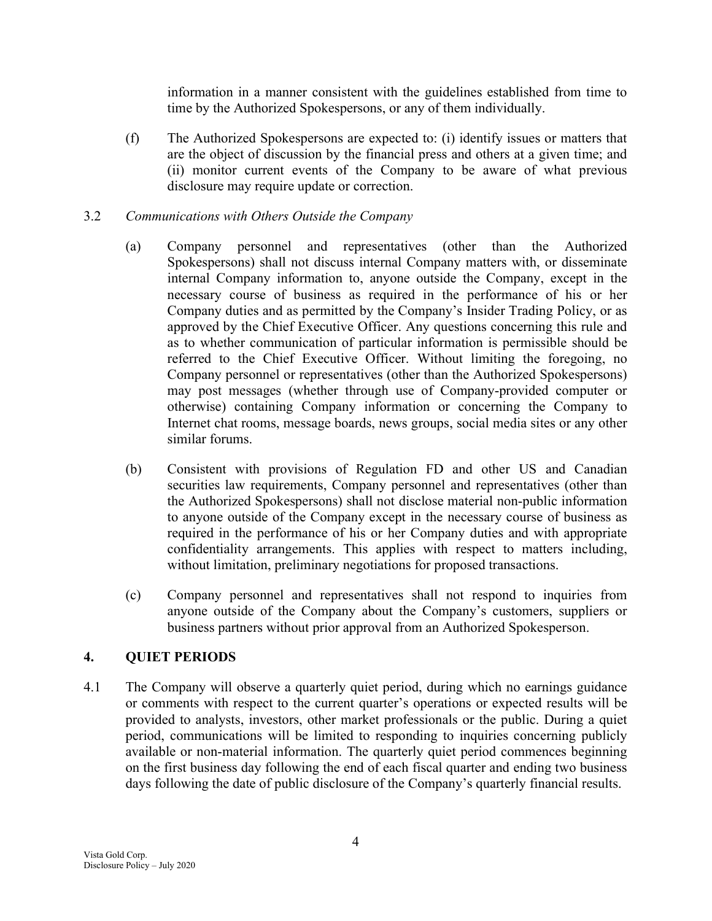information in a manner consistent with the guidelines established from time to time by the Authorized Spokespersons, or any of them individually.

(f) The Authorized Spokespersons are expected to: (i) identify issues or matters that are the object of discussion by the financial press and others at a given time; and (ii) monitor current events of the Company to be aware of what previous disclosure may require update or correction.

3.2 *Communications with Others Outside the Company*

(a) Company personnel and representatives (other than the Authorized Spokespersons) shall not discuss internal Company matters with, or disseminate internal Company information to, anyone outside the Company, except in the necessary course of business as required in the performance of his or her Company duties and as permitted by the Company's Insider Trading Policy, or as approved by the Chief Executive Officer. Any questions concerning this rule and as to whether communication of particular information is permissible should be referred to the Chief Executive Officer. Without limiting the foregoing, no Company personnel or representatives (other than the Authorized Spokespersons) may post messages (whether through use of Company-provided computer or otherwise) containing Company information or concerning the Company to Internet chat rooms, message boards, news groups, social media sites or any other similar forums.

(b) Consistent with provisions of Regulation FD and other US and Canadian securities law requirements, Company personnel and representatives (other than the Authorized Spokespersons) shall not disclose material non-public information to anyone outside of the Company except in the necessary course of business as required in the performance of his or her Company duties and with appropriate confidentiality arrangements. This applies with respect to matters including, without limitation, preliminary negotiations for proposed transactions.

(c) Company personnel and representatives shall not respond to inquiries from anyone outside of the Company about the Company's customers, suppliers or business partners without prior approval from an Authorized Spokesperson.

## 4. QUIET PERIODS

4.1 The Company will observe a quarterly quiet period, during which no earnings guidance or comments with respect to the current quarter's operations or expected results will be provided to analysts, investors, other market professionals or the public. During a quiet period, communications will be limited to responding to inquiries concerning publicly available or non-material information. The quarterly quiet period commences beginning on the first business day following the end of each fiscal quarter and ending two business days following the date of public disclosure of the Company's quarterly financial results.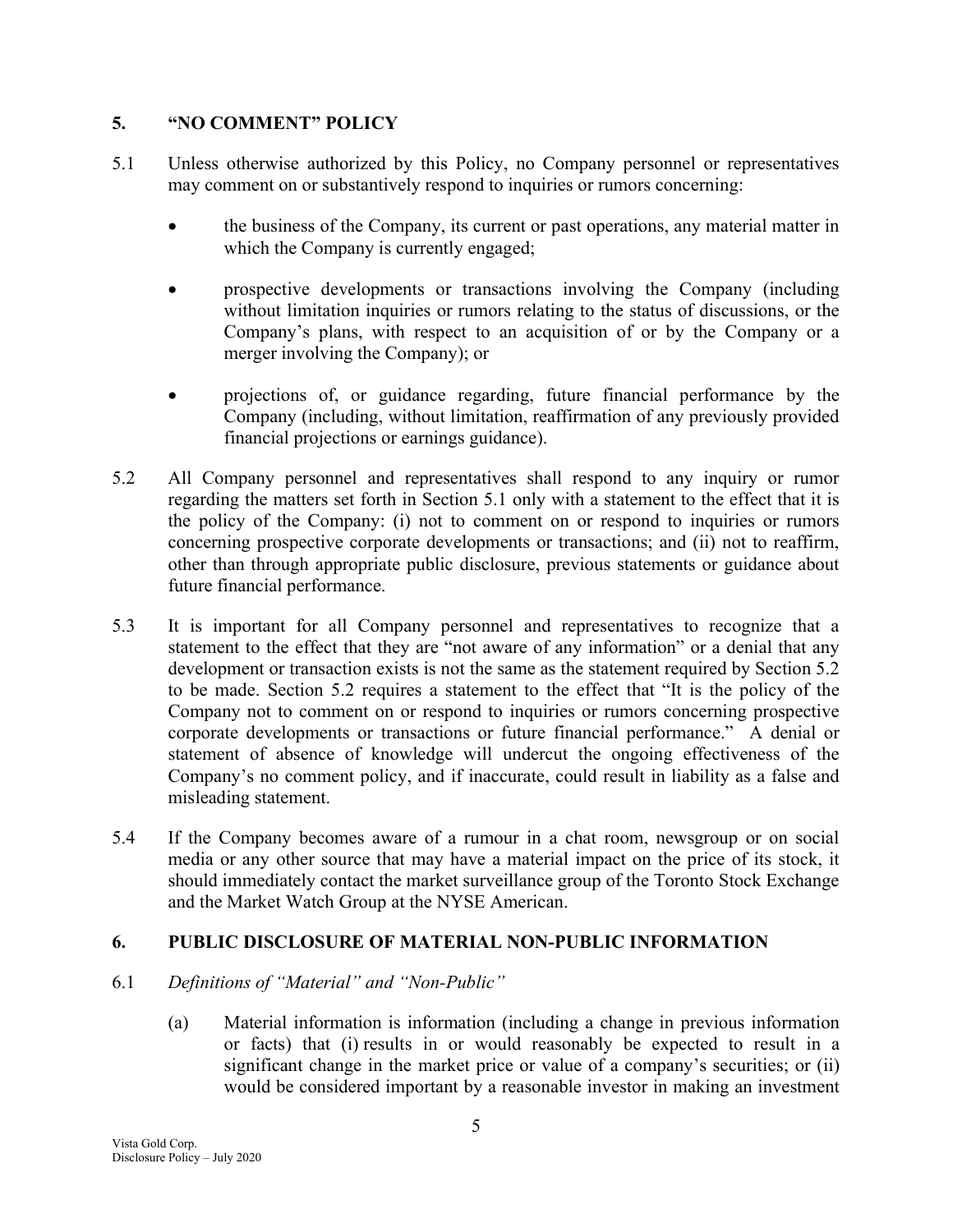## 5. "NO COMMENT" POLICY

5.1 Unless otherwise authorized by this Policy, no Company personnel or representatives may comment on or substantively respond to inquiries or rumors concerning:

- the business of the Company, its current or past operations, any material matter in which the Company is currently engaged;
- prospective developments or transactions involving the Company (including without limitation inquiries or rumors relating to the status of discussions, or the Company's plans, with respect to an acquisition of or by the Company or a merger involving the Company); or
- projections of, or guidance regarding, future financial performance by the Company (including, without limitation, reaffirmation of any previously provided financial projections or earnings guidance).

5.2 All Company personnel and representatives shall respond to any inquiry or rumor regarding the matters set forth in Section 5.1 only with a statement to the effect that it is the policy of the Company: (i) not to comment on or respond to inquiries or rumors concerning prospective corporate developments or transactions; and (ii) not to reaffirm, other than through appropriate public disclosure, previous statements or guidance about future financial performance.

5.3 It is important for all Company personnel and representatives to recognize that a statement to the effect that they are "not aware of any information" or a denial that any development or transaction exists is not the same as the statement required by Section 5.2 to be made. Section 5.2 requires a statement to the effect that "It is the policy of the Company not to comment on or respond to inquiries or rumors concerning prospective corporate developments or transactions or future financial performance." A denial or statement of absence of knowledge will undercut the ongoing effectiveness of the Company's no comment policy, and if inaccurate, could result in liability as a false and misleading statement.

5.4 If the Company becomes aware of a rumour in a chat room, newsgroup or on social media or any other source that may have a material impact on the price of its stock, it should immediately contact the market surveillance group of the Toronto Stock Exchange and the Market Watch Group at the NYSE American.

## 6. PUBLIC DISCLOSURE OF MATERIAL NON-PUBLIC INFORMATION

6.1 *Definitions of "Material" and "Non-Public"*

(a) Material information is information (including a change in previous information or facts) that (i) results in or would reasonably be expected to result in a significant change in the market price or value of a company's securities; or (ii) would be considered important by a reasonable investor in making an investment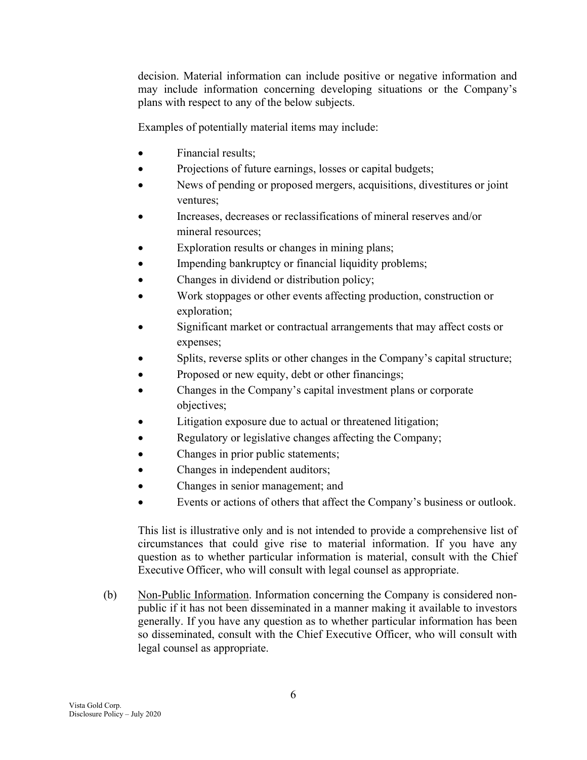decision. Material information can include positive or negative information and may include information concerning developing situations or the Company's plans with respect to any of the below subjects.

Examples of potentially material items may include:

- Financial results;
- Projections of future earnings, losses or capital budgets;
- News of pending or proposed mergers, acquisitions, divestitures or joint ventures;
- Increases, decreases or reclassifications of mineral reserves and/or mineral resources;
- Exploration results or changes in mining plans;
- Impending bankruptcy or financial liquidity problems;
- Changes in dividend or distribution policy;
- Work stoppages or other events affecting production, construction or exploration;
- Significant market or contractual arrangements that may affect costs or expenses;
- Splits, reverse splits or other changes in the Company's capital structure;
- Proposed or new equity, debt or other financings;
- Changes in the Company's capital investment plans or corporate objectives;
- Litigation exposure due to actual or threatened litigation;
- Regulatory or legislative changes affecting the Company;
- Changes in prior public statements;
- Changes in independent auditors;
- Changes in senior management; and
- Events or actions of others that affect the Company's business or outlook.

This list is illustrative only and is not intended to provide a comprehensive list of circumstances that could give rise to material information. If you have any question as to whether particular information is material, consult with the Chief Executive Officer, who will consult with legal counsel as appropriate.

(b) Non-Public Information. Information concerning the Company is considered non-public if it has not been disseminated in a manner making it available to investors generally. If you have any question as to whether particular information has been so disseminated, consult with the Chief Executive Officer, who will consult with legal counsel as appropriate.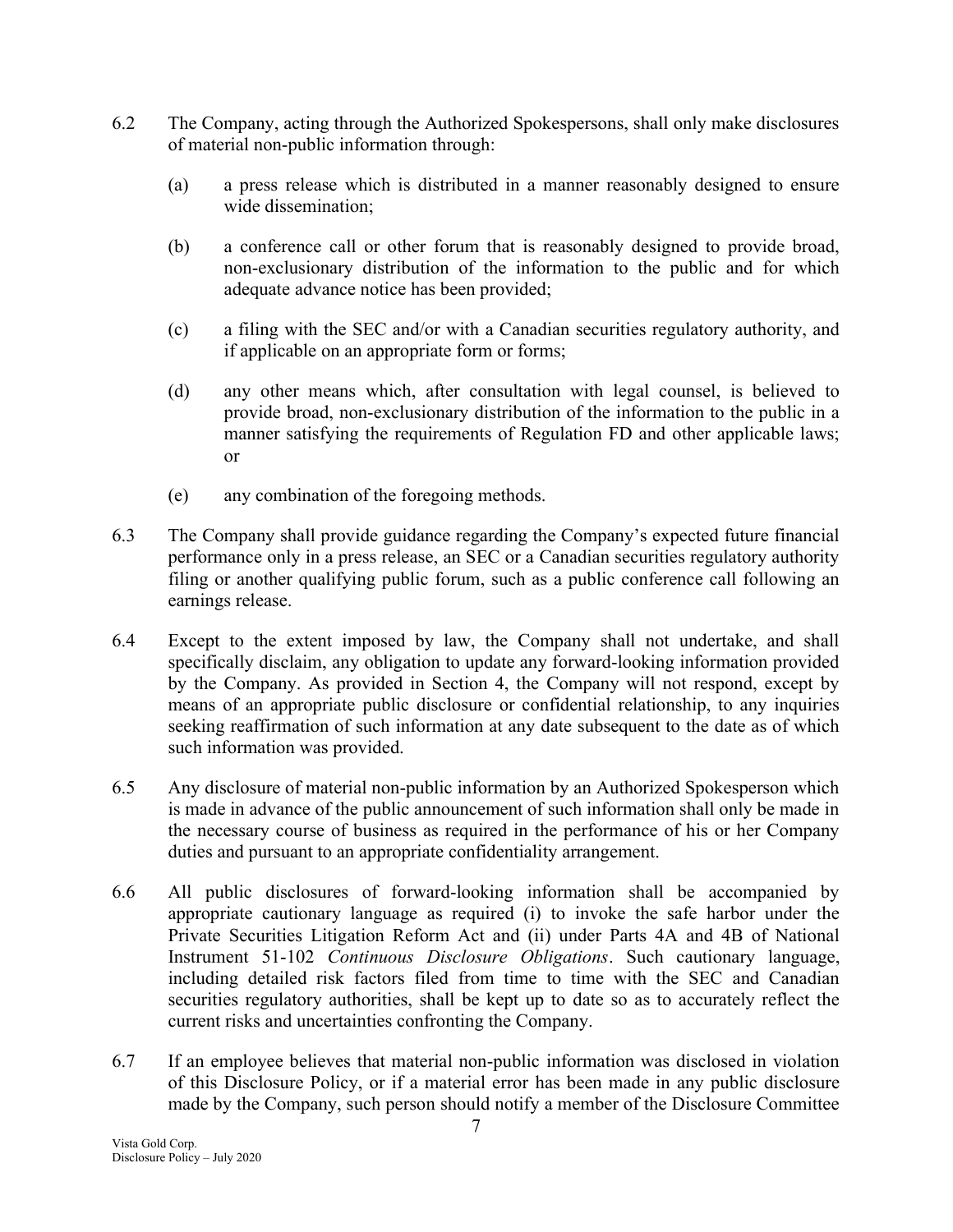6.2 The Company, acting through the Authorized Spokespersons, shall only make disclosures of material non-public information through:

(a) a press release which is distributed in a manner reasonably designed to ensure wide dissemination;

(b) a conference call or other forum that is reasonably designed to provide broad, non-exclusionary distribution of the information to the public and for which adequate advance notice has been provided;

(c) a filing with the SEC and/or with a Canadian securities regulatory authority, and if applicable on an appropriate form or forms;

(d) any other means which, after consultation with legal counsel, is believed to provide broad, non-exclusionary distribution of the information to the public in a manner satisfying the requirements of Regulation FD and other applicable laws; or

(e) any combination of the foregoing methods.

6.3 The Company shall provide guidance regarding the Company's expected future financial performance only in a press release, an SEC or a Canadian securities regulatory authority filing or another qualifying public forum, such as a public conference call following an earnings release.

6.4 Except to the extent imposed by law, the Company shall not undertake, and shall specifically disclaim, any obligation to update any forward-looking information provided by the Company. As provided in Section 4, the Company will not respond, except by means of an appropriate public disclosure or confidential relationship, to any inquiries seeking reaffirmation of such information at any date subsequent to the date as of which such information was provided.

6.5 Any disclosure of material non-public information by an Authorized Spokesperson which is made in advance of the public announcement of such information shall only be made in the necessary course of business as required in the performance of his or her Company duties and pursuant to an appropriate confidentiality arrangement.

6.6 All public disclosures of forward-looking information shall be accompanied by appropriate cautionary language as required (i) to invoke the safe harbor under the Private Securities Litigation Reform Act and (ii) under Parts 4A and 4B of National Instrument 51-102 *Continuous Disclosure Obligations*. Such cautionary language, including detailed risk factors filed from time to time with the SEC and Canadian securities regulatory authorities, shall be kept up to date so as to accurately reflect the current risks and uncertainties confronting the Company.

6.7 If an employee believes that material non-public information was disclosed in violation of this Disclosure Policy, or if a material error has been made in any public disclosure made by the Company, such person should notify a member of the Disclosure Committee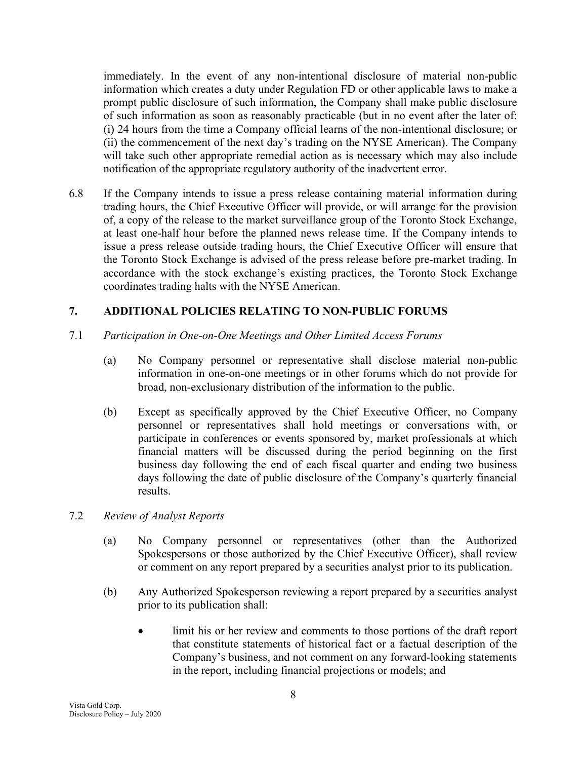immediately. In the event of any non-intentional disclosure of material non-public information which creates a duty under Regulation FD or other applicable laws to make a prompt public disclosure of such information, the Company shall make public disclosure of such information as soon as reasonably practicable (but in no event after the later of: (i) 24 hours from the time a Company official learns of the non-intentional disclosure; or (ii) the commencement of the next day's trading on the NYSE American). The Company will take such other appropriate remedial action as is necessary which may also include notification of the appropriate regulatory authority of the inadvertent error.

6.8 If the Company intends to issue a press release containing material information during trading hours, the Chief Executive Officer will provide, or will arrange for the provision of, a copy of the release to the market surveillance group of the Toronto Stock Exchange, at least one-half hour before the planned news release time. If the Company intends to issue a press release outside trading hours, the Chief Executive Officer will ensure that the Toronto Stock Exchange is advised of the press release before pre-market trading. In accordance with the stock exchange's existing practices, the Toronto Stock Exchange coordinates trading halts with the NYSE American.

## 7. ADDITIONAL POLICIES RELATING TO NON-PUBLIC FORUMS

7.1 *Participation in One-on-One Meetings and Other Limited Access Forums*

(a) No Company personnel or representative shall disclose material non-public information in one-on-one meetings or in other forums which do not provide for broad, non-exclusionary distribution of the information to the public.

(b) Except as specifically approved by the Chief Executive Officer, no Company personnel or representatives shall hold meetings or conversations with, or participate in conferences or events sponsored by, market professionals at which financial matters will be discussed during the period beginning on the first business day following the end of each fiscal quarter and ending two business days following the date of public disclosure of the Company's quarterly financial results.

7.2 *Review of Analyst Reports*

(a) No Company personnel or representatives (other than the Authorized Spokespersons or those authorized by the Chief Executive Officer), shall review or comment on any report prepared by a securities analyst prior to its publication.

(b) Any Authorized Spokesperson reviewing a report prepared by a securities analyst prior to its publication shall:

- limit his or her review and comments to those portions of the draft report that constitute statements of historical fact or a factual description of the Company's business, and not comment on any forward-looking statements in the report, including financial projections or models; and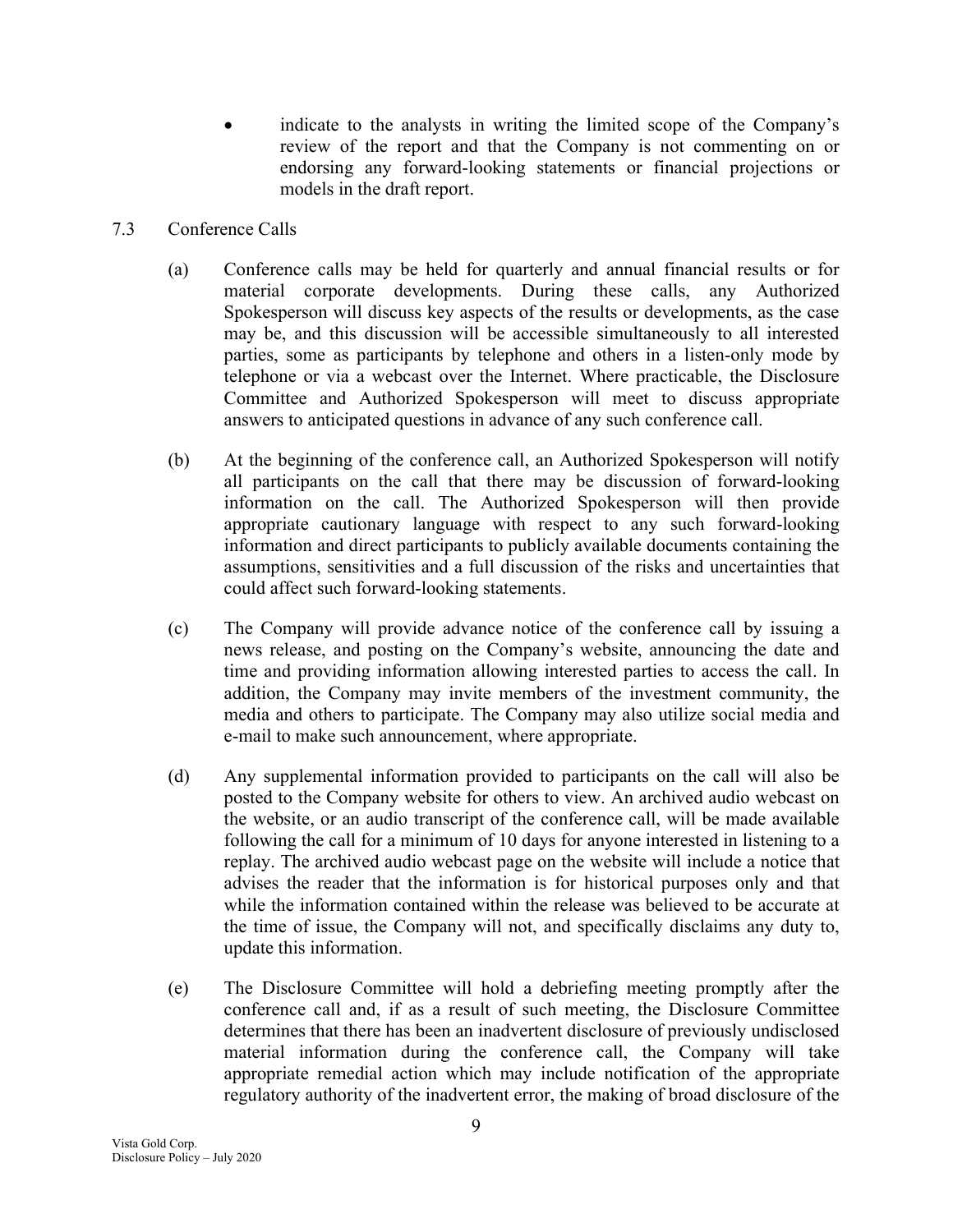- indicate to the analysts in writing the limited scope of the Company's review of the report and that the Company is not commenting on or endorsing any forward-looking statements or financial projections or models in the draft report.

### 7.3 Conference Calls

(a) Conference calls may be held for quarterly and annual financial results or for material corporate developments. During these calls, any Authorized Spokesperson will discuss key aspects of the results or developments, as the case may be, and this discussion will be accessible simultaneously to all interested parties, some as participants by telephone and others in a listen-only mode by telephone or via a webcast over the Internet. Where practicable, the Disclosure Committee and Authorized Spokesperson will meet to discuss appropriate answers to anticipated questions in advance of any such conference call.

(b) At the beginning of the conference call, an Authorized Spokesperson will notify all participants on the call that there may be discussion of forward-looking information on the call. The Authorized Spokesperson will then provide appropriate cautionary language with respect to any such forward-looking information and direct participants to publicly available documents containing the assumptions, sensitivities and a full discussion of the risks and uncertainties that could affect such forward-looking statements.

(c) The Company will provide advance notice of the conference call by issuing a news release, and posting on the Company's website, announcing the date and time and providing information allowing interested parties to access the call. In addition, the Company may invite members of the investment community, the media and others to participate. The Company may also utilize social media and e-mail to make such announcement, where appropriate.

(d) Any supplemental information provided to participants on the call will also be posted to the Company website for others to view. An archived audio webcast on the website, or an audio transcript of the conference call, will be made available following the call for a minimum of 10 days for anyone interested in listening to a replay. The archived audio webcast page on the website will include a notice that advises the reader that the information is for historical purposes only and that while the information contained within the release was believed to be accurate at the time of issue, the Company will not, and specifically disclaims any duty to, update this information.

(e) The Disclosure Committee will hold a debriefing meeting promptly after the conference call and, if as a result of such meeting, the Disclosure Committee determines that there has been an inadvertent disclosure of previously undisclosed material information during the conference call, the Company will take appropriate remedial action which may include notification of the appropriate regulatory authority of the inadvertent error, the making of broad disclosure of the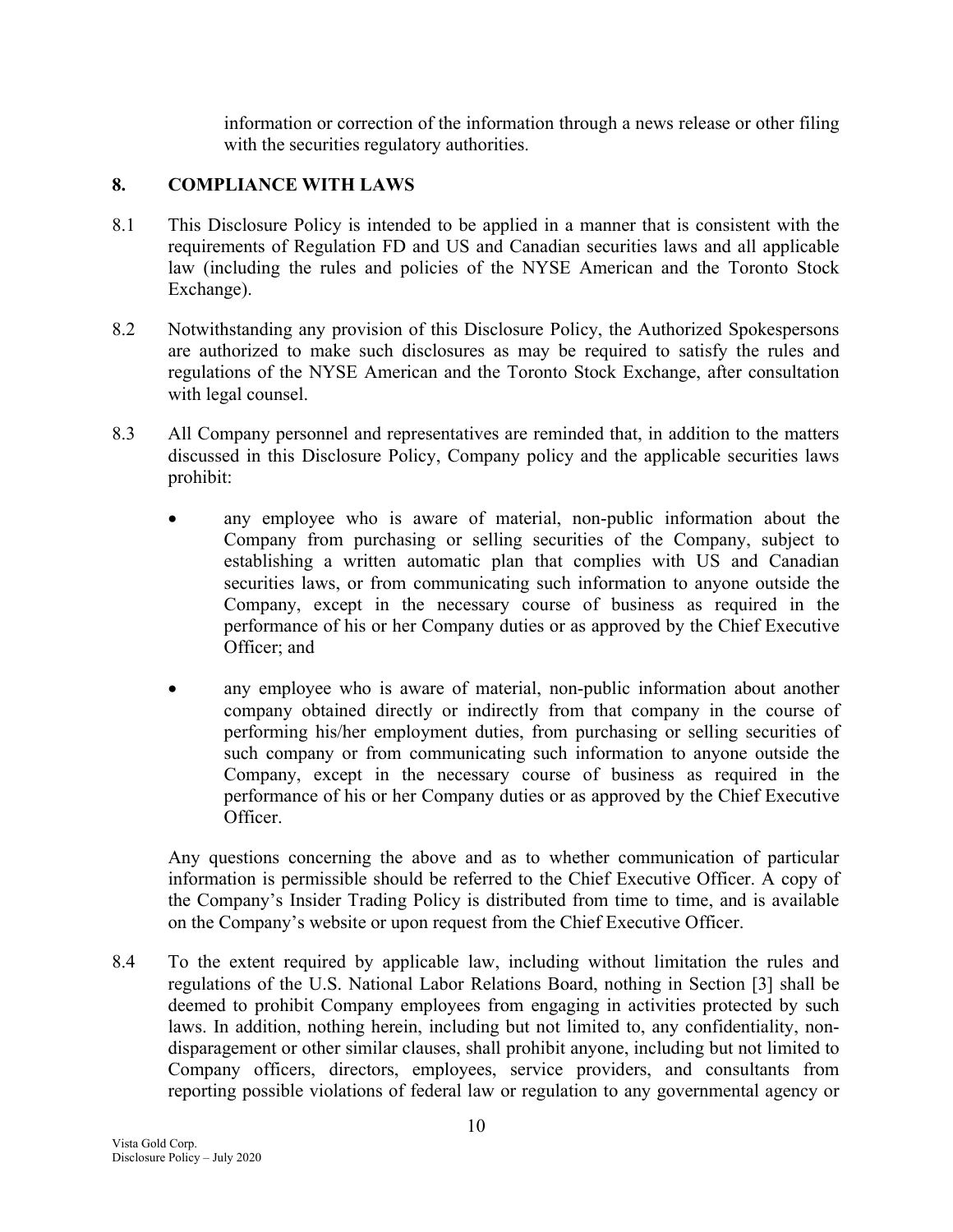information or correction of the information through a news release or other filing with the securities regulatory authorities.

## 8. COMPLIANCE WITH LAWS

8.1 This Disclosure Policy is intended to be applied in a manner that is consistent with the requirements of Regulation FD and US and Canadian securities laws and all applicable law (including the rules and policies of the NYSE American and the Toronto Stock Exchange).

8.2 Notwithstanding any provision of this Disclosure Policy, the Authorized Spokespersons are authorized to make such disclosures as may be required to satisfy the rules and regulations of the NYSE American and the Toronto Stock Exchange, after consultation with legal counsel.

8.3 All Company personnel and representatives are reminded that, in addition to the matters discussed in this Disclosure Policy, Company policy and the applicable securities laws prohibit:

- any employee who is aware of material, non-public information about the Company from purchasing or selling securities of the Company, subject to establishing a written automatic plan that complies with US and Canadian securities laws, or from communicating such information to anyone outside the Company, except in the necessary course of business as required in the performance of his or her Company duties or as approved by the Chief Executive Officer; and
- any employee who is aware of material, non-public information about another company obtained directly or indirectly from that company in the course of performing his/her employment duties, from purchasing or selling securities of such company or from communicating such information to anyone outside the Company, except in the necessary course of business as required in the performance of his or her Company duties or as approved by the Chief Executive Officer.

Any questions concerning the above and as to whether communication of particular information is permissible should be referred to the Chief Executive Officer. A copy of the Company's Insider Trading Policy is distributed from time to time, and is available on the Company's website or upon request from the Chief Executive Officer.

8.4 To the extent required by applicable law, including without limitation the rules and regulations of the U.S. National Labor Relations Board, nothing in Section [3] shall be deemed to prohibit Company employees from engaging in activities protected by such laws. In addition, nothing herein, including but not limited to, any confidentiality, non-disparagement or other similar clauses, shall prohibit anyone, including but not limited to Company officers, directors, employees, service providers, and consultants from reporting possible violations of federal law or regulation to any governmental agency or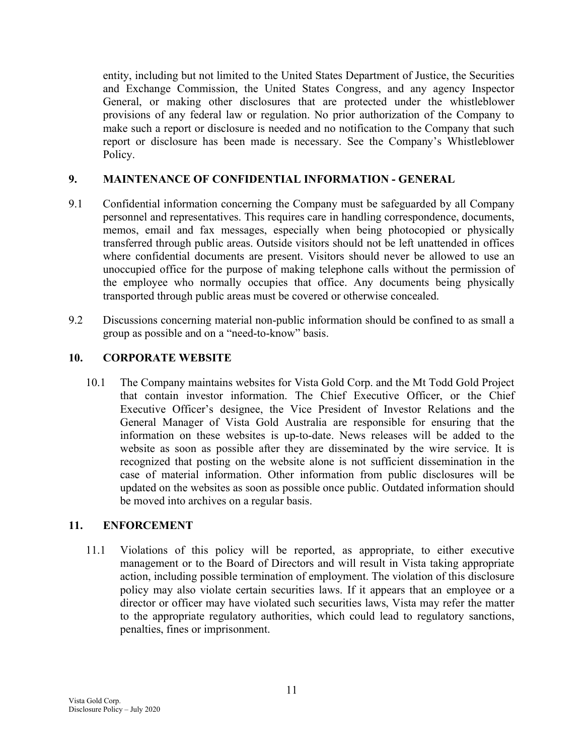entity, including but not limited to the United States Department of Justice, the Securities and Exchange Commission, the United States Congress, and any agency Inspector General, or making other disclosures that are protected under the whistleblower provisions of any federal law or regulation. No prior authorization of the Company to make such a report or disclosure is needed and no notification to the Company that such report or disclosure has been made is necessary. See the Company's Whistleblower Policy.

## 9. MAINTENANCE OF CONFIDENTIAL INFORMATION - GENERAL

9.1 Confidential information concerning the Company must be safeguarded by all Company personnel and representatives. This requires care in handling correspondence, documents, memos, email and fax messages, especially when being photocopied or physically transferred through public areas. Outside visitors should not be left unattended in offices where confidential documents are present. Visitors should never be allowed to use an unoccupied office for the purpose of making telephone calls without the permission of the employee who normally occupies that office. Any documents being physically transported through public areas must be covered or otherwise concealed.

9.2 Discussions concerning material non-public information should be confined to as small a group as possible and on a "need-to-know" basis.

## 10. CORPORATE WEBSITE

10.1 The Company maintains websites for Vista Gold Corp. and the Mt Todd Gold Project that contain investor information. The Chief Executive Officer, or the Chief Executive Officer's designee, the Vice President of Investor Relations and the General Manager of Vista Gold Australia are responsible for ensuring that the information on these websites is up-to-date. News releases will be added to the website as soon as possible after they are disseminated by the wire service. It is recognized that posting on the website alone is not sufficient dissemination in the case of material information. Other information from public disclosures will be updated on the websites as soon as possible once public. Outdated information should be moved into archives on a regular basis.

## 11. ENFORCEMENT

11.1 Violations of this policy will be reported, as appropriate, to either executive management or to the Board of Directors and will result in Vista taking appropriate action, including possible termination of employment. The violation of this disclosure policy may also violate certain securities laws. If it appears that an employee or a director or officer may have violated such securities laws, Vista may refer the matter to the appropriate regulatory authorities, which could lead to regulatory sanctions, penalties, fines or imprisonment.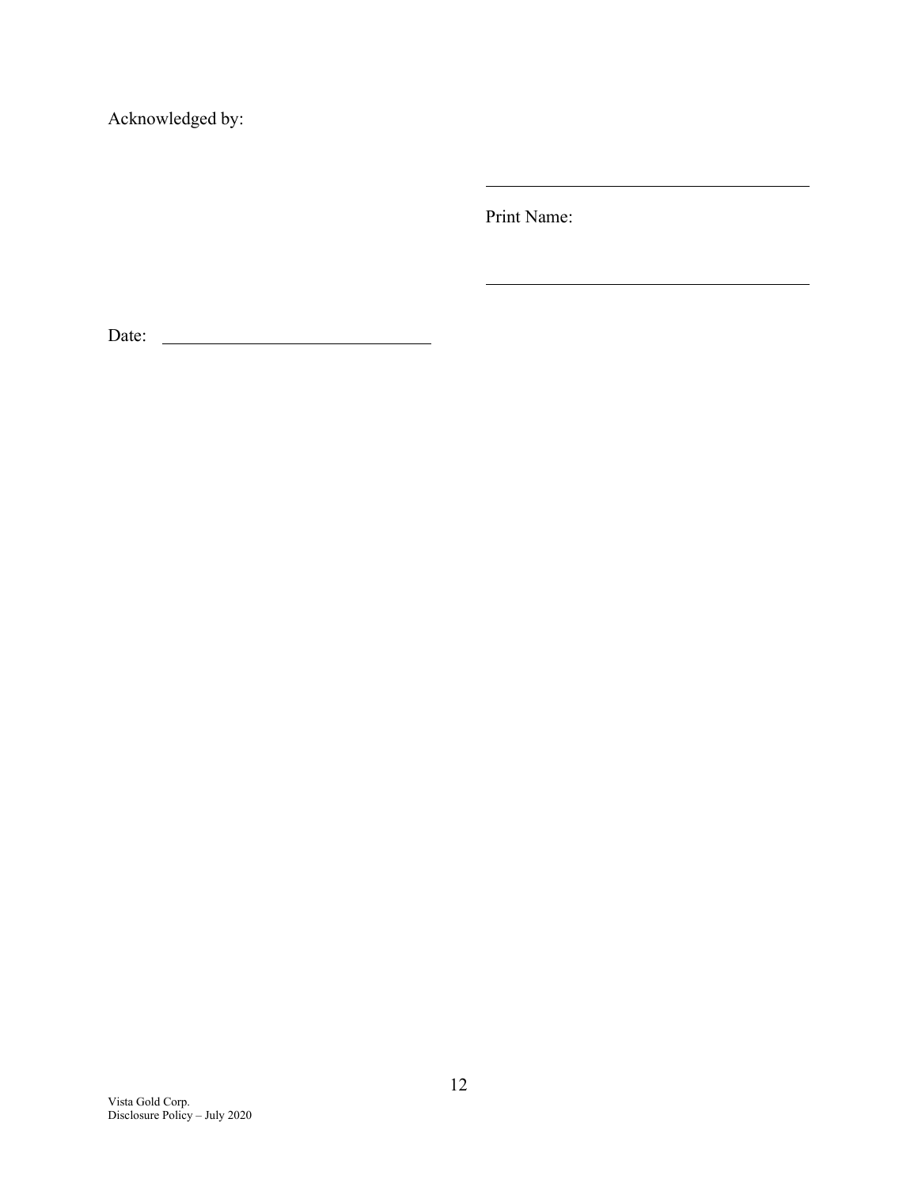Acknowledged by:

\_\_\_\_\_\_\_\_\_\_\_\_\_\_\_\_\_\_\_\_\_\_\_\_\_\_\_\_\_\_\_\_\_\_\_\_

Print Name:

\_\_\_\_\_\_\_\_\_\_\_\_\_\_\_\_\_\_\_\_\_\_\_\_\_\_\_\_\_\_\_\_\_\_\_\_

Date: \_\_\_\_\_\_\_\_\_\_\_\_\_\_\_\_\_\_\_\_\_\_\_\_\_\_\_\_\_\_